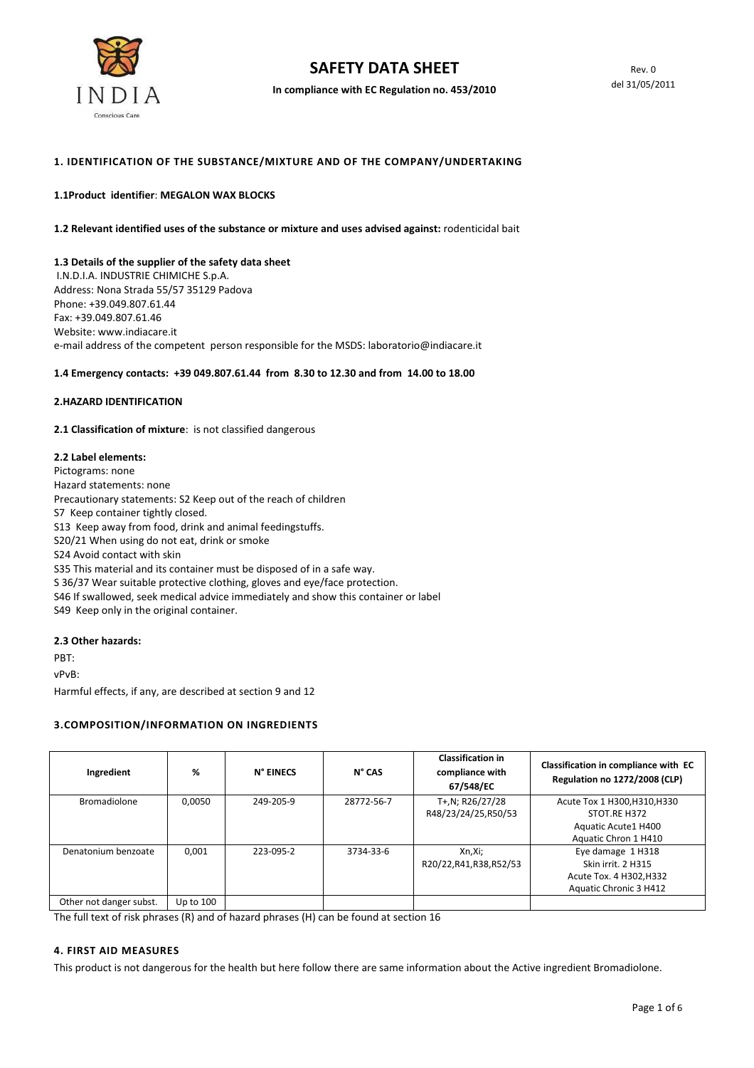# SAFETY DATA SHEET

**In compliance with EC Regulation no. 453/2010**

Rev. 0
del 31/05/2011

## 1. IDENTIFICATION OF THE SUBSTANCE/MIXTURE AND OF THE COMPANY/UNDERTAKING

**1.1Product identifier**: **MEGALON WAX BLOCKS**

**1.2 Relevant identified uses of the substance or mixture and uses advised against:** rodenticidal bait

**1.3 Details of the supplier of the safety data sheet**
I.N.D.I.A. INDUSTRIE CHIMICHE S.p.A.
Address: Nona Strada 55/57 35129 Padova
Phone: +39.049.807.61.44
Fax: +39.049.807.61.46
Website: www.indiacare.it
e-mail address of the competent person responsible for the MSDS: laboratorio@indiacare.it

**1.4 Emergency contacts: +39 049.807.61.44 from 8.30 to 12.30 and from 14.00 to 18.00**

## 2.HAZARD IDENTIFICATION

**2.1 Classification of mixture**: is not classified dangerous

**2.2 Label elements:**
Pictograms: none
Hazard statements: none
Precautionary statements: S2 Keep out of the reach of children
S7 Keep container tightly closed.
S13 Keep away from food, drink and animal feedingstuffs.
S20/21 When using do not eat, drink or smoke
S24 Avoid contact with skin
S35 This material and its container must be disposed of in a safe way.
S 36/37 Wear suitable protective clothing, gloves and eye/face protection.
S46 If swallowed, seek medical advice immediately and show this container or label
S49 Keep only in the original container.

**2.3 Other hazards:**

PBT:

vPvB:

Harmful effects, if any, are described at section 9 and 12

## 3.COMPOSITION/INFORMATION ON INGREDIENTS

| Ingredient | % | N° EINECS | N° CAS | Classification in compliance with 67/548/EC | Classification in compliance with EC Regulation no 1272/2008 (CLP) |
|---|---|---|---|---|---|
| Bromadiolone | 0,0050 | 249-205-9 | 28772-56-7 | T+,N; R26/27/28 R48/23/24/25,R50/53 | Acute Tox 1 H300,H310,H330 STOT.RE H372 Aquatic Acute1 H400 Aquatic Chron 1 H410 |
| Denatonium benzoate | 0,001 | 223-095-2 | 3734-33-6 | Xn,Xi; R20/22,R41,R38,R52/53 | Eye damage 1 H318 Skin irrit. 2 H315 Acute Tox. 4 H302,H332 Aquatic Chronic 3 H412 |
| Other not danger subst. | Up to 100 | | | | |

The full text of risk phrases (R) and of hazard phrases (H) can be found at section 16

## 4. FIRST AID MEASURES

This product is not dangerous for the health but here follow there are same information about the Active ingredient Bromadiolone.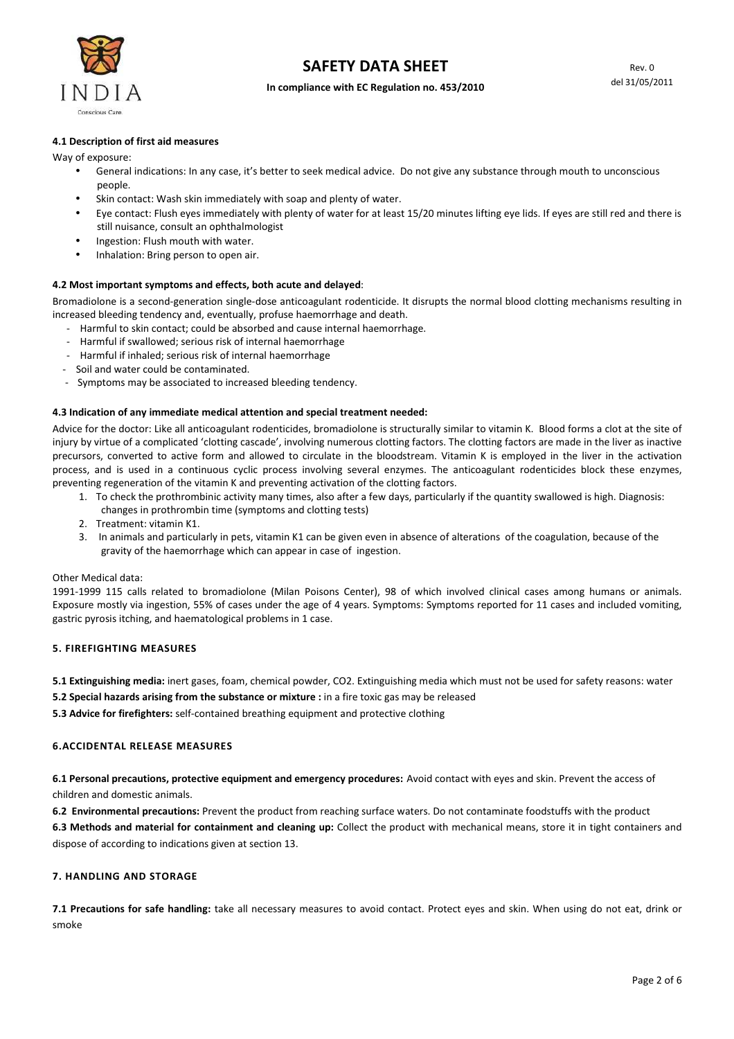#### 4.1 Description of first aid measures

Way of exposure:

- General indications: In any case, it's better to seek medical advice. Do not give any substance through mouth to unconscious people.
- Skin contact: Wash skin immediately with soap and plenty of water.
- Eye contact: Flush eyes immediately with plenty of water for at least 15/20 minutes lifting eye lids. If eyes are still red and there is still nuisance, consult an ophthalmologist
- Ingestion: Flush mouth with water.
- Inhalation: Bring person to open air.

#### 4.2 Most important symptoms and effects, both acute and delayed:

Bromadiolone is a second-generation single-dose anticoagulant rodenticide. It disrupts the normal blood clotting mechanisms resulting in increased bleeding tendency and, eventually, profuse haemorrhage and death.

- Harmful to skin contact; could be absorbed and cause internal haemorrhage.
- Harmful if swallowed; serious risk of internal haemorrhage
- Harmful if inhaled; serious risk of internal haemorrhage
- Soil and water could be contaminated.
- Symptoms may be associated to increased bleeding tendency.

#### 4.3 Indication of any immediate medical attention and special treatment needed:

Advice for the doctor: Like all anticoagulant rodenticides, bromadiolone is structurally similar to vitamin K. Blood forms a clot at the site of injury by virtue of a complicated 'clotting cascade', involving numerous clotting factors. The clotting factors are made in the liver as inactive precursors, converted to active form and allowed to circulate in the bloodstream. Vitamin K is employed in the liver in the activation process, and is used in a continuous cyclic process involving several enzymes. The anticoagulant rodenticides block these enzymes, preventing regeneration of the vitamin K and preventing activation of the clotting factors.

1. To check the prothrombinic activity many times, also after a few days, particularly if the quantity swallowed is high. Diagnosis: changes in prothrombin time (symptoms and clotting tests)
2. Treatment: vitamin K1.
3. In animals and particularly in pets, vitamin K1 can be given even in absence of alterations of the coagulation, because of the gravity of the haemorrhage which can appear in case of ingestion.

Other Medical data:

1991-1999 115 calls related to bromadiolone (Milan Poisons Center), 98 of which involved clinical cases among humans or animals. Exposure mostly via ingestion, 55% of cases under the age of 4 years. Symptoms: Symptoms reported for 11 cases and included vomiting, gastric pyrosis itching, and haematological problems in 1 case.

## 5. FIREFIGHTING MEASURES

**5.1 Extinguishing media:** inert gases, foam, chemical powder, CO2. Extinguishing media which must not be used for safety reasons: water

**5.2 Special hazards arising from the substance or mixture :** in a fire toxic gas may be released

**5.3 Advice for firefighters:** self-contained breathing equipment and protective clothing

## 6.ACCIDENTAL RELEASE MEASURES

**6.1 Personal precautions, protective equipment and emergency procedures:** Avoid contact with eyes and skin. Prevent the access of children and domestic animals.

**6.2 Environmental precautions:** Prevent the product from reaching surface waters. Do not contaminate foodstuffs with the product

**6.3 Methods and material for containment and cleaning up:** Collect the product with mechanical means, store it in tight containers and dispose of according to indications given at section 13.

## 7. HANDLING AND STORAGE

**7.1 Precautions for safe handling:** take all necessary measures to avoid contact. Protect eyes and skin. When using do not eat, drink or smoke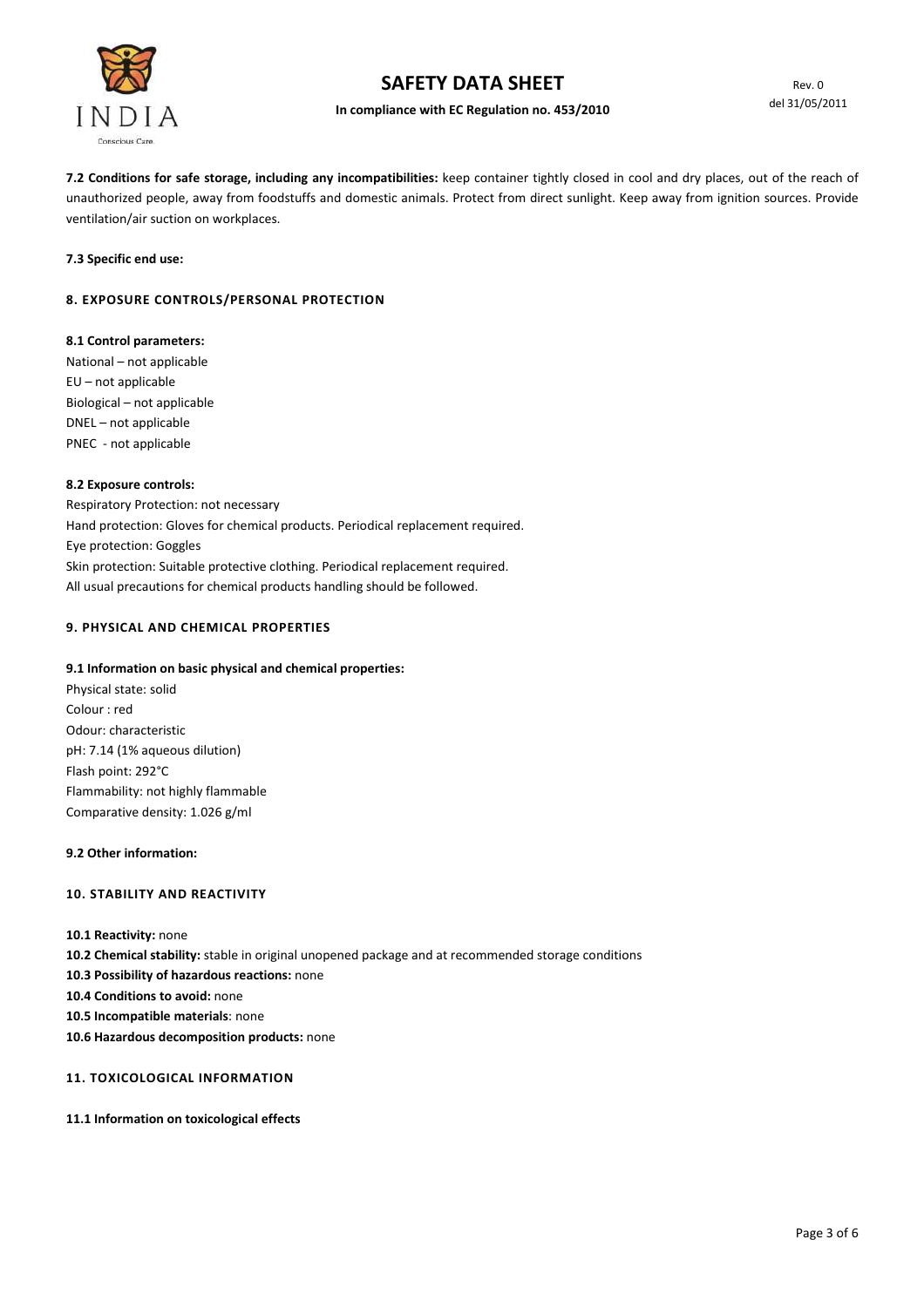**7.2 Conditions for safe storage, including any incompatibilities:** keep container tightly closed in cool and dry places, out of the reach of unauthorized people, away from foodstuffs and domestic animals. Protect from direct sunlight. Keep away from ignition sources. Provide ventilation/air suction on workplaces.

**7.3 Specific end use:**

## 8. EXPOSURE CONTROLS/PERSONAL PROTECTION

**8.1 Control parameters:**

National – not applicable
EU – not applicable
Biological – not applicable
DNEL – not applicable
PNEC - not applicable

**8.2 Exposure controls:**

Respiratory Protection: not necessary
Hand protection: Gloves for chemical products. Periodical replacement required.
Eye protection: Goggles
Skin protection: Suitable protective clothing. Periodical replacement required.
All usual precautions for chemical products handling should be followed.

## 9. PHYSICAL AND CHEMICAL PROPERTIES

**9.1 Information on basic physical and chemical properties:**

Physical state: solid
Colour : red
Odour: characteristic
pH: 7.14 (1% aqueous dilution)
Flash point: 292°C
Flammability: not highly flammable
Comparative density: 1.026 g/ml

**9.2 Other information:**

## 10. STABILITY AND REACTIVITY

**10.1 Reactivity:** none
**10.2 Chemical stability:** stable in original unopened package and at recommended storage conditions
**10.3 Possibility of hazardous reactions:** none
**10.4 Conditions to avoid:** none
**10.5 Incompatible materials**: none
**10.6 Hazardous decomposition products:** none

## 11. TOXICOLOGICAL INFORMATION

**11.1 Information on toxicological effects**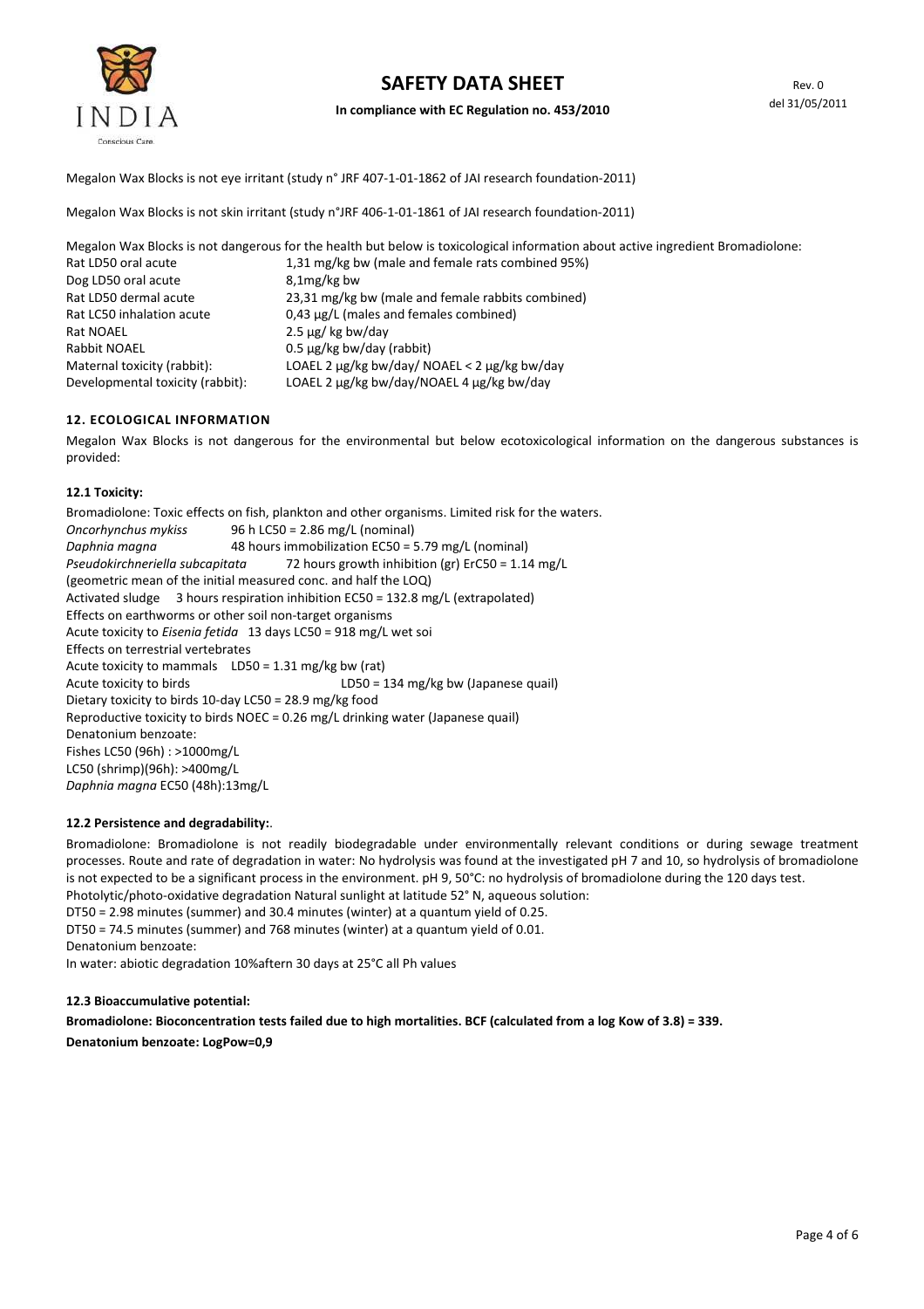Megalon Wax Blocks is not eye irritant (study n° JRF 407-1-01-1862 of JAI research foundation-2011)

Megalon Wax Blocks is not skin irritant (study n°JRF 406-1-01-1861 of JAI research foundation-2011)

Megalon Wax Blocks is not dangerous for the health but below is toxicological information about active ingredient Bromadiolone:

| | |
|---|---|
| Rat LD50 oral acute | 1,31 mg/kg bw (male and female rats combined 95%) |
| Dog LD50 oral acute | 8,1mg/kg bw |
| Rat LD50 dermal acute | 23,31 mg/kg bw (male and female rabbits combined) |
| Rat LC50 inhalation acute | 0,43 µg/L (males and females combined) |
| Rat NOAEL | 2.5 µg/ kg bw/day |
| Rabbit NOAEL | 0.5 µg/kg bw/day (rabbit) |
| Maternal toxicity (rabbit): | LOAEL 2 µg/kg bw/day/ NOAEL < 2 µg/kg bw/day |
| Developmental toxicity (rabbit): | LOAEL 2 µg/kg bw/day/NOAEL 4 µg/kg bw/day |

### 12. ECOLOGICAL INFORMATION

Megalon Wax Blocks is not dangerous for the environmental but below ecotoxicological information on the dangerous substances is provided:

#### 12.1 Toxicity:

Bromadiolone: Toxic effects on fish, plankton and other organisms. Limited risk for the waters.
*Oncorhynchus mykiss* 96 h LC50 = 2.86 mg/L (nominal)
*Daphnia magna* 48 hours immobilization EC50 = 5.79 mg/L (nominal)
*Pseudokirchneriella subcapitata* 72 hours growth inhibition (gr) ErC50 = 1.14 mg/L (geometric mean of the initial measured conc. and half the LOQ)
Activated sludge 3 hours respiration inhibition EC50 = 132.8 mg/L (extrapolated)
Effects on earthworms or other soil non-target organisms
Acute toxicity to *Eisenia fetida* 13 days LC50 = 918 mg/L wet soi
Effects on terrestrial vertebrates
Acute toxicity to mammals LD50 = 1.31 mg/kg bw (rat)
Acute toxicity to birds LD50 = 134 mg/kg bw (Japanese quail)
Dietary toxicity to birds 10-day LC50 = 28.9 mg/kg food
Reproductive toxicity to birds NOEC = 0.26 mg/L drinking water (Japanese quail)
Denatonium benzoate:
Fishes LC50 (96h) : >1000mg/L
LC50 (shrimp)(96h): >400mg/L
*Daphnia magna* EC50 (48h):13mg/L

#### 12.2 Persistence and degradability:.

Bromadiolone: Bromadiolone is not readily biodegradable under environmentally relevant conditions or during sewage treatment processes. Route and rate of degradation in water: No hydrolysis was found at the investigated pH 7 and 10, so hydrolysis of bromadiolone is not expected to be a significant process in the environment. pH 9, 50°C: no hydrolysis of bromadiolone during the 120 days test.
Photolytic/photo-oxidative degradation Natural sunlight at latitude 52° N, aqueous solution:
DT50 = 2.98 minutes (summer) and 30.4 minutes (winter) at a quantum yield of 0.25.
DT50 = 74.5 minutes (summer) and 768 minutes (winter) at a quantum yield of 0.01.
Denatonium benzoate:
In water: abiotic degradation 10%aftern 30 days at 25°C all Ph values

#### 12.3 Bioaccumulative potential:

**Bromadiolone: Bioconcentration tests failed due to high mortalities. BCF (calculated from a log Kow of 3.8) = 339.**

**Denatonium benzoate: LogPow=0,9**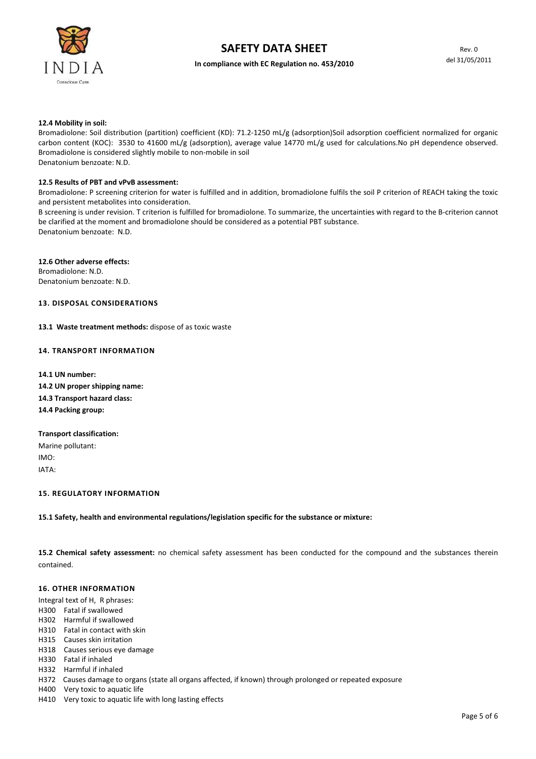**12.4 Mobility in soil:**

Bromadiolone: Soil distribution (partition) coefficient (KD): 71.2-1250 mL/g (adsorption)Soil adsorption coefficient normalized for organic carbon content (KOC): 3530 to 41600 mL/g (adsorption), average value 14770 mL/g used for calculations.No pH dependence observed. Bromadiolone is considered slightly mobile to non-mobile in soil

Denatonium benzoate: N.D.

**12.5 Results of PBT and vPvB assessment:**

Bromadiolone: P screening criterion for water is fulfilled and in addition, bromadiolone fulfils the soil P criterion of REACH taking the toxic and persistent metabolites into consideration.

B screening is under revision. T criterion is fulfilled for bromadiolone. To summarize, the uncertainties with regard to the B-criterion cannot be clarified at the moment and bromadiolone should be considered as a potential PBT substance.

Denatonium benzoate: N.D.

**12.6 Other adverse effects:**

Bromadiolone: N.D.

Denatonium benzoate: N.D.

## 13. DISPOSAL CONSIDERATIONS

**13.1 Waste treatment methods:** dispose of as toxic waste

## 14. TRANSPORT INFORMATION

**14.1 UN number:**

**14.2 UN proper shipping name:**

**14.3 Transport hazard class:**

**14.4 Packing group:**

**Transport classification:**

Marine pollutant:

IMO:

IATA:

## 15. REGULATORY INFORMATION

**15.1 Safety, health and environmental regulations/legislation specific for the substance or mixture:**

**15.2 Chemical safety assessment:** no chemical safety assessment has been conducted for the compound and the substances therein contained.

## 16. OTHER INFORMATION

Integral text of H, R phrases:

H300 Fatal if swallowed
H302 Harmful if swallowed
H310 Fatal in contact with skin
H315 Causes skin irritation
H318 Causes serious eye damage
H330 Fatal if inhaled
H332 Harmful if inhaled
H372 Causes damage to organs (state all organs affected, if known) through prolonged or repeated exposure
H400 Very toxic to aquatic life
H410 Very toxic to aquatic life with long lasting effects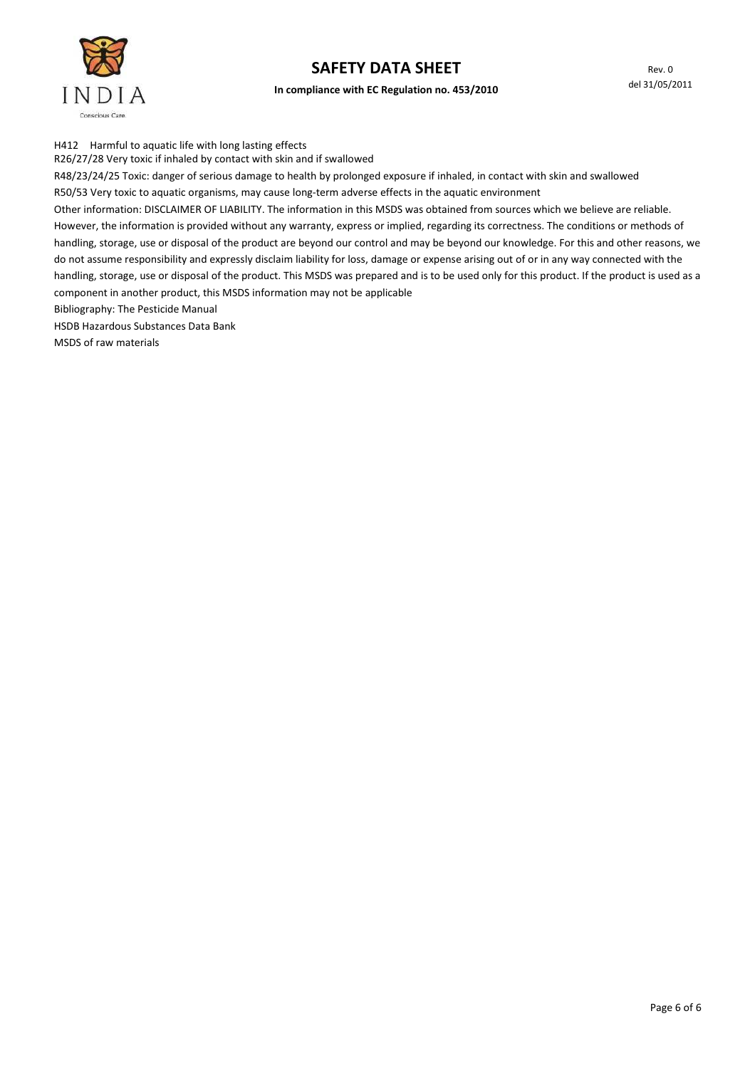H412 Harmful to aquatic life with long lasting effects

R26/27/28 Very toxic if inhaled by contact with skin and if swallowed

R48/23/24/25 Toxic: danger of serious damage to health by prolonged exposure if inhaled, in contact with skin and swallowed

R50/53 Very toxic to aquatic organisms, may cause long-term adverse effects in the aquatic environment

Other information: DISCLAIMER OF LIABILITY. The information in this MSDS was obtained from sources which we believe are reliable. However, the information is provided without any warranty, express or implied, regarding its correctness. The conditions or methods of handling, storage, use or disposal of the product are beyond our control and may be beyond our knowledge. For this and other reasons, we do not assume responsibility and expressly disclaim liability for loss, damage or expense arising out of or in any way connected with the handling, storage, use or disposal of the product. This MSDS was prepared and is to be used only for this product. If the product is used as a component in another product, this MSDS information may not be applicable

Bibliography: The Pesticide Manual

HSDB Hazardous Substances Data Bank

MSDS of raw materials